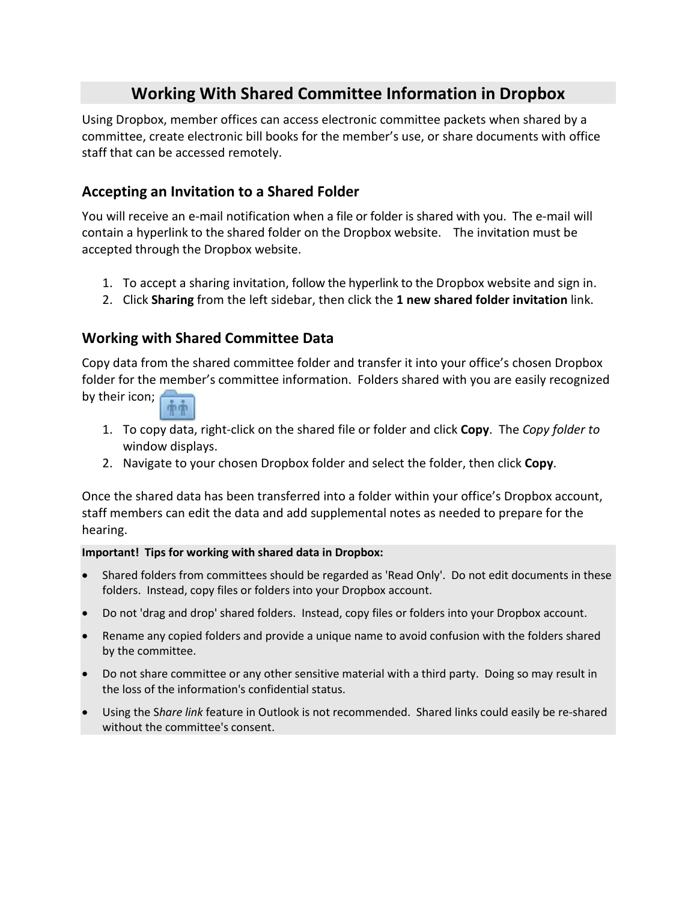# Working With Shared Committee Information in Dropbox

Using Dropbox, member offices can access electronic committee packets when shared by a committee, create electronic bill books for the member's use, or share documents with office staff that can be accessed remotely.

## Accepting an Invitation to a Shared Folder

You will receive an e-mail notification when a file or folder is shared with you. The e-mail will contain a hyperlink to the shared folder on the Dropbox website. The invitation must be accepted through the Dropbox website.

1. To accept a sharing invitation, follow the hyperlink to the Dropbox website and sign in.
2. Click **Sharing** from the left sidebar, then click the **1 new shared folder invitation** link.

## Working with Shared Committee Data

Copy data from the shared committee folder and transfer it into your office's chosen Dropbox folder for the member's committee information. Folders shared with you are easily recognized by their icon;

1. To copy data, right-click on the shared file or folder and click **Copy**. The *Copy folder to* window displays.
2. Navigate to your chosen Dropbox folder and select the folder, then click **Copy**.

Once the shared data has been transferred into a folder within your office's Dropbox account, staff members can edit the data and add supplemental notes as needed to prepare for the hearing.

**Important! Tips for working with shared data in Dropbox:**

- Shared folders from committees should be regarded as 'Read Only'. Do not edit documents in these folders. Instead, copy files or folders into your Dropbox account.
- Do not 'drag and drop' shared folders. Instead, copy files or folders into your Dropbox account.
- Rename any copied folders and provide a unique name to avoid confusion with the folders shared by the committee.
- Do not share committee or any other sensitive material with a third party. Doing so may result in the loss of the information's confidential status.
- Using the S*hare link* feature in Outlook is not recommended. Shared links could easily be re-shared without the committee's consent.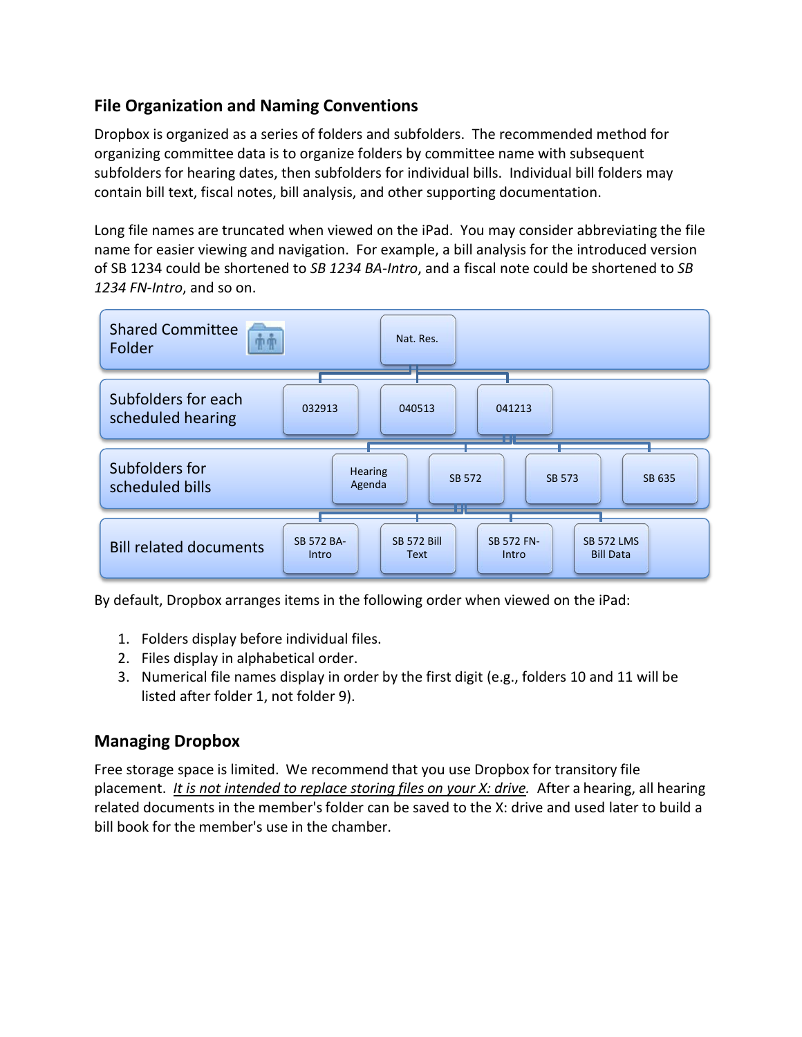## File Organization and Naming Conventions

Dropbox is organized as a series of folders and subfolders. The recommended method for organizing committee data is to organize folders by committee name with subsequent subfolders for hearing dates, then subfolders for individual bills. Individual bill folders may contain bill text, fiscal notes, bill analysis, and other supporting documentation.

Long file names are truncated when viewed on the iPad. You may consider abbreviating the file name for easier viewing and navigation. For example, a bill analysis for the introduced version of SB 1234 could be shortened to *SB 1234 BA-Intro*, and a fiscal note could be shortened to *SB 1234 FN-Intro*, and so on.

Shared Committee Folder
Nat. Res.

Subfolders for each scheduled hearing
032913
040513
041213

Subfolders for scheduled bills
Hearing Agenda
SB 572
SB 573
SB 635

Bill related documents
SB 572 BA-Intro
SB 572 Bill Text
SB 572 FN-Intro
SB 572 LMS Bill Data

By default, Dropbox arranges items in the following order when viewed on the iPad:

1. Folders display before individual files.
2. Files display in alphabetical order.
3. Numerical file names display in order by the first digit (e.g., folders 10 and 11 will be listed after folder 1, not folder 9).

## Managing Dropbox

Free storage space is limited. We recommend that you use Dropbox for transitory file placement. *It is not intended to replace storing files on your X: drive.* After a hearing, all hearing related documents in the member's folder can be saved to the X: drive and used later to build a bill book for the member's use in the chamber.